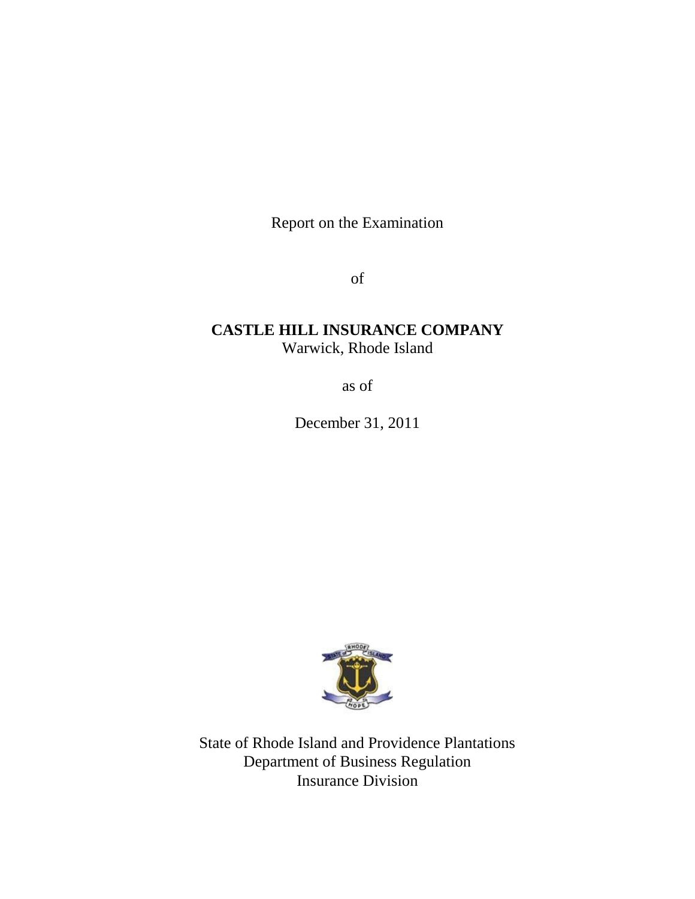Report on the Examination

of

**CASTLE HILL INSURANCE COMPANY**
Warwick, Rhode Island

as of

December 31, 2011

State of Rhode Island and Providence Plantations
Department of Business Regulation
Insurance Division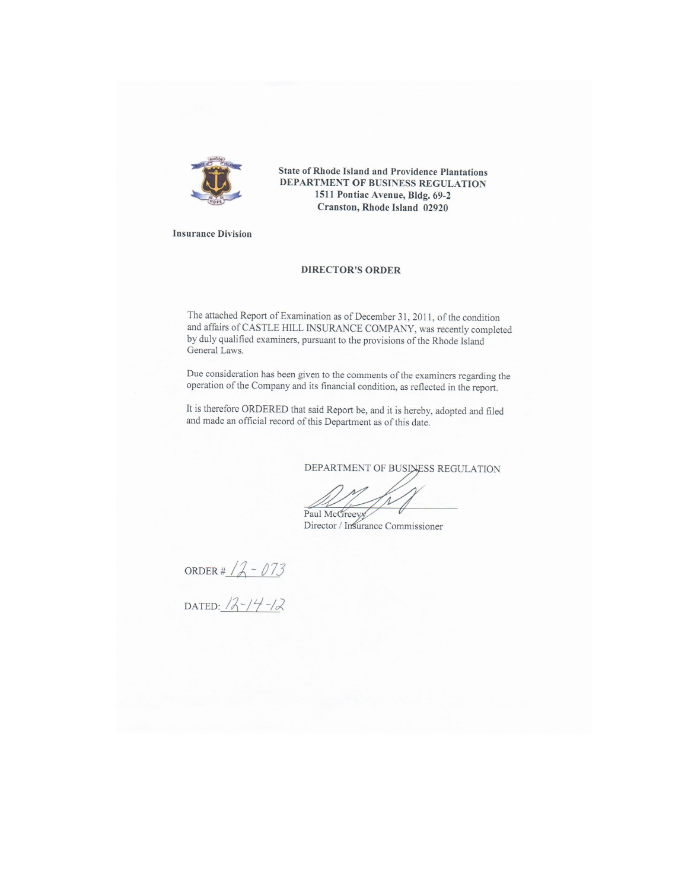**State of Rhode Island and Providence Plantations**
**DEPARTMENT OF BUSINESS REGULATION**
**1511 Pontiac Avenue, Bldg. 69-2**
**Cranston, Rhode Island 02920**

**Insurance Division**

**DIRECTOR'S ORDER**

The attached Report of Examination as of December 31, 2011, of the condition and affairs of CASTLE HILL INSURANCE COMPANY, was recently completed by duly qualified examiners, pursuant to the provisions of the Rhode Island General Laws.

Due consideration has been given to the comments of the examiners regarding the operation of the Company and its financial condition, as reflected in the report.

It is therefore ORDERED that said Report be, and it is hereby, adopted and filed and made an official record of this Department as of this date.

DEPARTMENT OF BUSINESS REGULATION

Paul McGreevy
Director / Insurance Commissioner

ORDER # 12-073

DATED: 12-14-12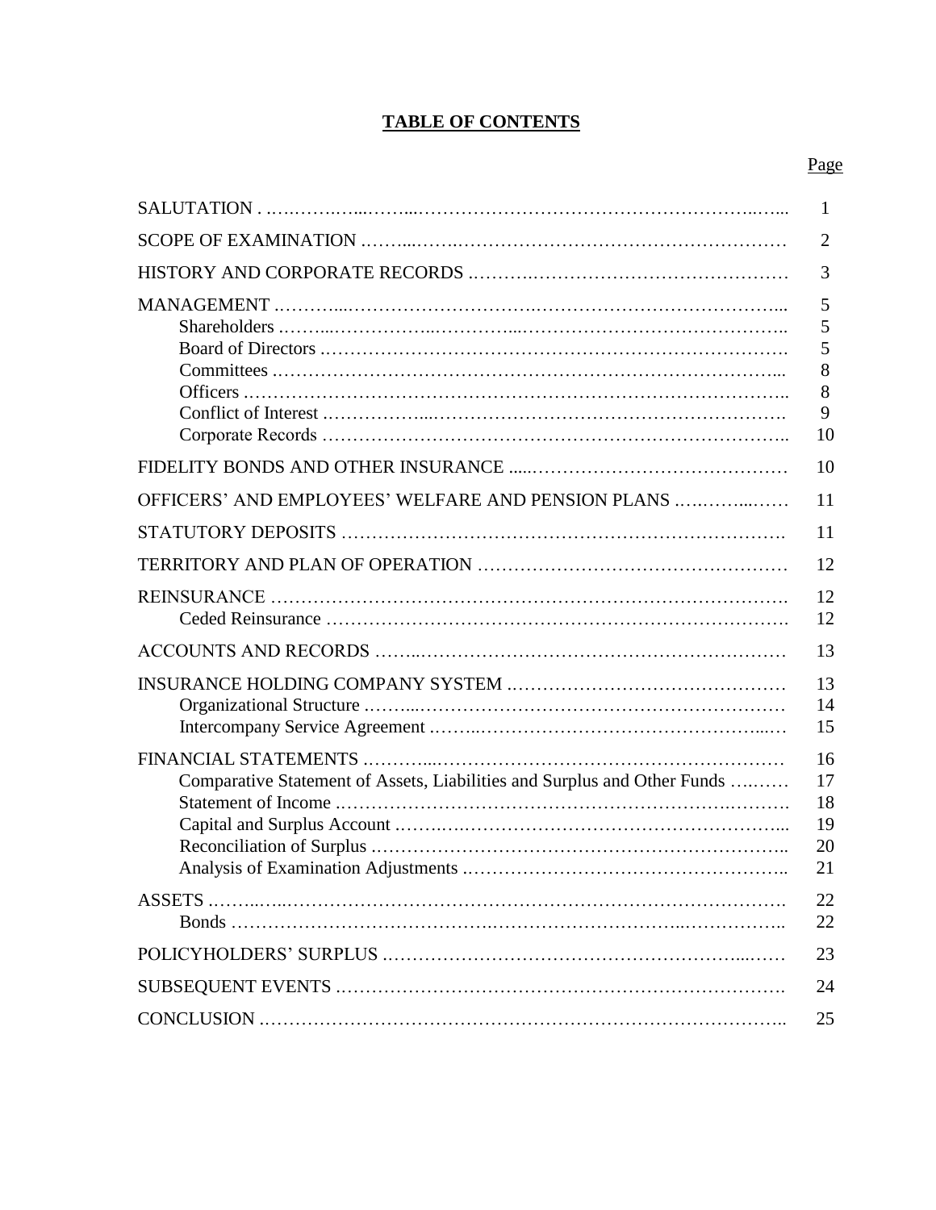# TABLE OF CONTENTS

| | Page |
|---|---|
| SALUTATION | 1 |
| SCOPE OF EXAMINATION | 2 |
| HISTORY AND CORPORATE RECORDS | 3 |
| MANAGEMENT | 5 |
| Shareholders | 5 |
| Board of Directors | 5 |
| Committees | 8 |
| Officers | 8 |
| Conflict of Interest | 9 |
| Corporate Records | 10 |
| FIDELITY BONDS AND OTHER INSURANCE | 10 |
| OFFICERS' AND EMPLOYEES' WELFARE AND PENSION PLANS | 11 |
| STATUTORY DEPOSITS | 11 |
| TERRITORY AND PLAN OF OPERATION | 12 |
| REINSURANCE | 12 |
| Ceded Reinsurance | 12 |
| ACCOUNTS AND RECORDS | 13 |
| INSURANCE HOLDING COMPANY SYSTEM | 13 |
| Organizational Structure | 14 |
| Intercompany Service Agreement | 15 |
| FINANCIAL STATEMENTS | 16 |
| Comparative Statement of Assets, Liabilities and Surplus and Other Funds | 17 |
| Statement of Income | 18 |
| Capital and Surplus Account | 19 |
| Reconciliation of Surplus | 20 |
| Analysis of Examination Adjustments | 21 |
| ASSETS | 22 |
| Bonds | 22 |
| POLICYHOLDERS' SURPLUS | 23 |
| SUBSEQUENT EVENTS | 24 |
| CONCLUSION | 25 |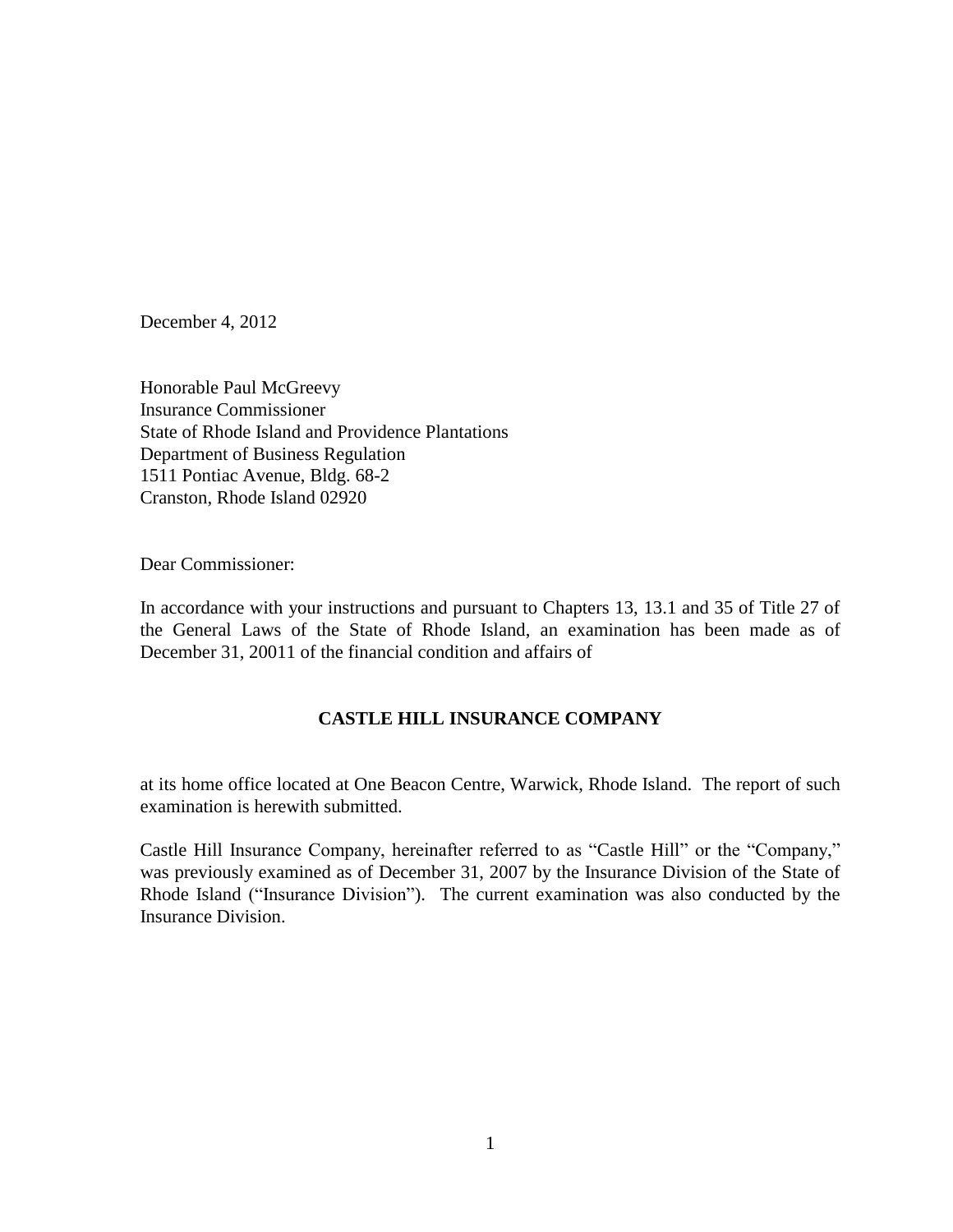December 4, 2012

Honorable Paul McGreevy
Insurance Commissioner
State of Rhode Island and Providence Plantations
Department of Business Regulation
1511 Pontiac Avenue, Bldg. 68-2
Cranston, Rhode Island 02920

Dear Commissioner:

In accordance with your instructions and pursuant to Chapters 13, 13.1 and 35 of Title 27 of the General Laws of the State of Rhode Island, an examination has been made as of December 31, 20011 of the financial condition and affairs of

**CASTLE HILL INSURANCE COMPANY**

at its home office located at One Beacon Centre, Warwick, Rhode Island. The report of such examination is herewith submitted.

Castle Hill Insurance Company, hereinafter referred to as "Castle Hill" or the "Company," was previously examined as of December 31, 2007 by the Insurance Division of the State of Rhode Island ("Insurance Division"). The current examination was also conducted by the Insurance Division.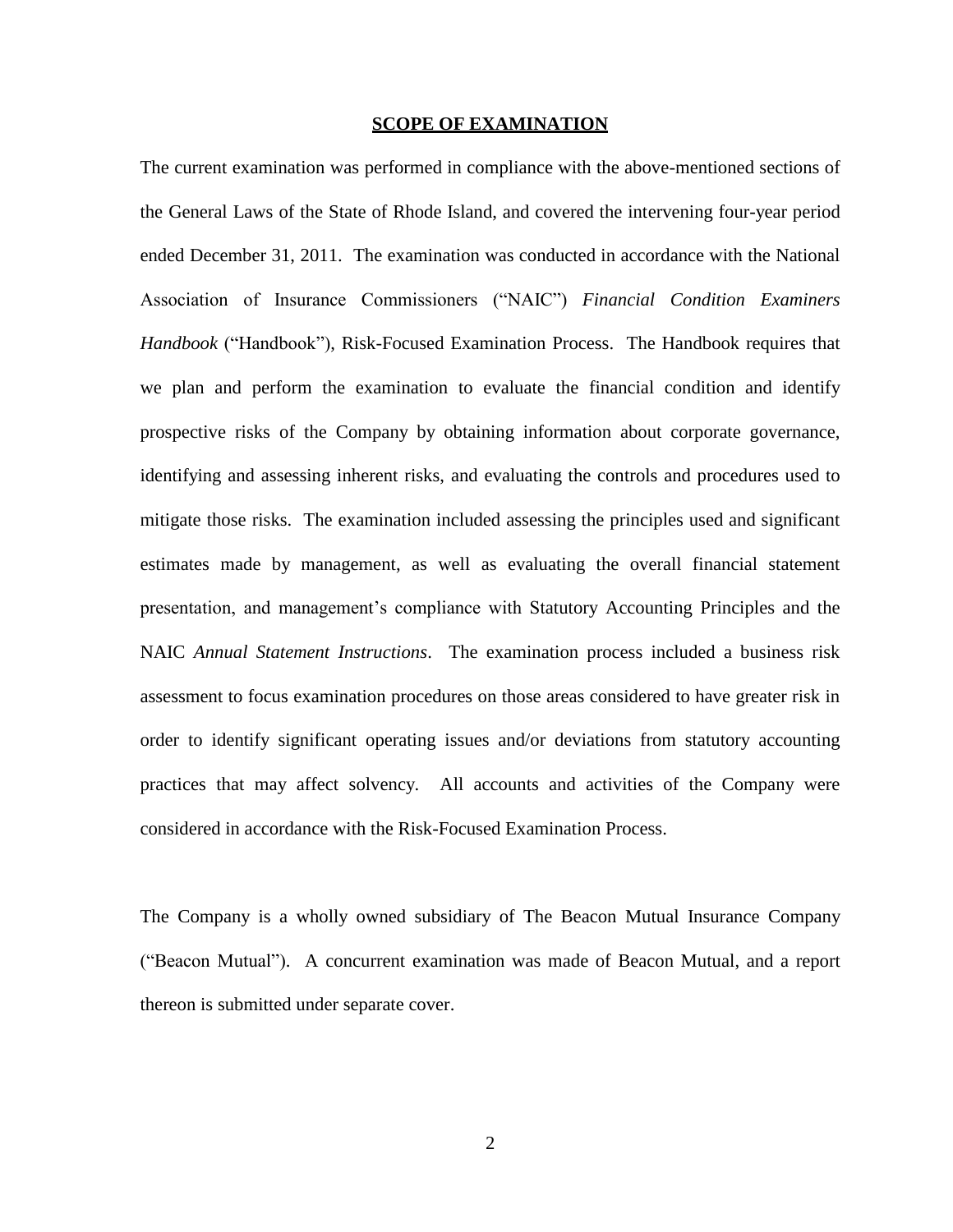## SCOPE OF EXAMINATION

The current examination was performed in compliance with the above-mentioned sections of the General Laws of the State of Rhode Island, and covered the intervening four-year period ended December 31, 2011. The examination was conducted in accordance with the National Association of Insurance Commissioners ("NAIC") *Financial Condition Examiners Handbook* ("Handbook"), Risk-Focused Examination Process. The Handbook requires that we plan and perform the examination to evaluate the financial condition and identify prospective risks of the Company by obtaining information about corporate governance, identifying and assessing inherent risks, and evaluating the controls and procedures used to mitigate those risks. The examination included assessing the principles used and significant estimates made by management, as well as evaluating the overall financial statement presentation, and management's compliance with Statutory Accounting Principles and the NAIC *Annual Statement Instructions*. The examination process included a business risk assessment to focus examination procedures on those areas considered to have greater risk in order to identify significant operating issues and/or deviations from statutory accounting practices that may affect solvency. All accounts and activities of the Company were considered in accordance with the Risk-Focused Examination Process.

The Company is a wholly owned subsidiary of The Beacon Mutual Insurance Company ("Beacon Mutual"). A concurrent examination was made of Beacon Mutual, and a report thereon is submitted under separate cover.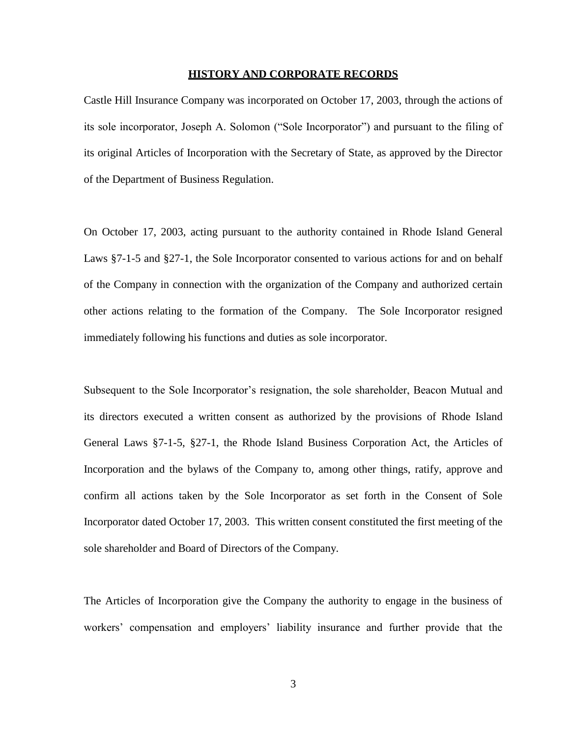## HISTORY AND CORPORATE RECORDS

Castle Hill Insurance Company was incorporated on October 17, 2003, through the actions of its sole incorporator, Joseph A. Solomon ("Sole Incorporator") and pursuant to the filing of its original Articles of Incorporation with the Secretary of State, as approved by the Director of the Department of Business Regulation.

On October 17, 2003, acting pursuant to the authority contained in Rhode Island General Laws §7-1-5 and §27-1, the Sole Incorporator consented to various actions for and on behalf of the Company in connection with the organization of the Company and authorized certain other actions relating to the formation of the Company. The Sole Incorporator resigned immediately following his functions and duties as sole incorporator.

Subsequent to the Sole Incorporator's resignation, the sole shareholder, Beacon Mutual and its directors executed a written consent as authorized by the provisions of Rhode Island General Laws §7-1-5, §27-1, the Rhode Island Business Corporation Act, the Articles of Incorporation and the bylaws of the Company to, among other things, ratify, approve and confirm all actions taken by the Sole Incorporator as set forth in the Consent of Sole Incorporator dated October 17, 2003. This written consent constituted the first meeting of the sole shareholder and Board of Directors of the Company.

The Articles of Incorporation give the Company the authority to engage in the business of workers' compensation and employers' liability insurance and further provide that the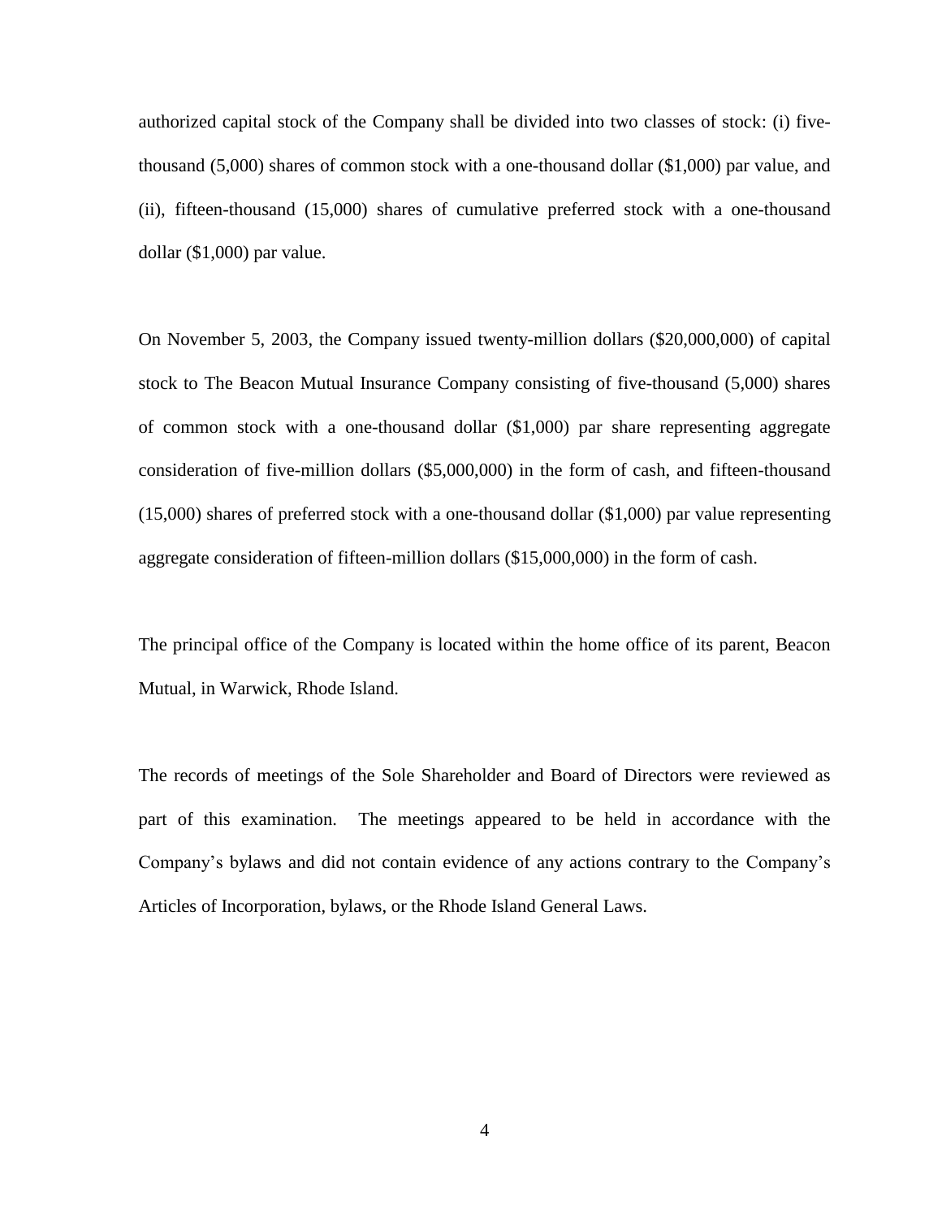authorized capital stock of the Company shall be divided into two classes of stock: (i) five-thousand (5,000) shares of common stock with a one-thousand dollar ($1,000) par value, and (ii), fifteen-thousand (15,000) shares of cumulative preferred stock with a one-thousand dollar ($1,000) par value.

On November 5, 2003, the Company issued twenty-million dollars ($20,000,000) of capital stock to The Beacon Mutual Insurance Company consisting of five-thousand (5,000) shares of common stock with a one-thousand dollar ($1,000) par share representing aggregate consideration of five-million dollars ($5,000,000) in the form of cash, and fifteen-thousand (15,000) shares of preferred stock with a one-thousand dollar ($1,000) par value representing aggregate consideration of fifteen-million dollars ($15,000,000) in the form of cash.

The principal office of the Company is located within the home office of its parent, Beacon Mutual, in Warwick, Rhode Island.

The records of meetings of the Sole Shareholder and Board of Directors were reviewed as part of this examination. The meetings appeared to be held in accordance with the Company's bylaws and did not contain evidence of any actions contrary to the Company's Articles of Incorporation, bylaws, or the Rhode Island General Laws.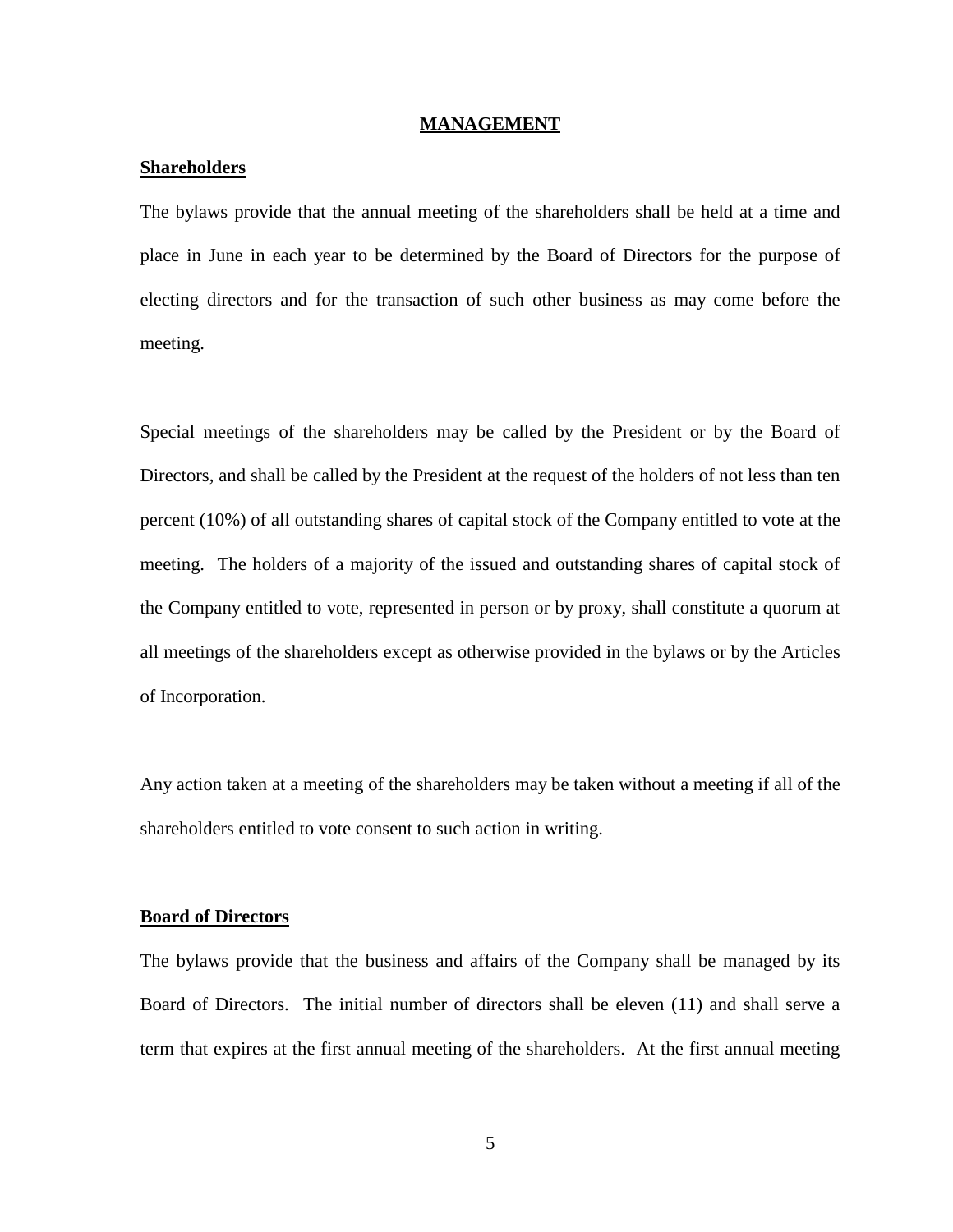## MANAGEMENT

### Shareholders

The bylaws provide that the annual meeting of the shareholders shall be held at a time and place in June in each year to be determined by the Board of Directors for the purpose of electing directors and for the transaction of such other business as may come before the meeting.

Special meetings of the shareholders may be called by the President or by the Board of Directors, and shall be called by the President at the request of the holders of not less than ten percent (10%) of all outstanding shares of capital stock of the Company entitled to vote at the meeting. The holders of a majority of the issued and outstanding shares of capital stock of the Company entitled to vote, represented in person or by proxy, shall constitute a quorum at all meetings of the shareholders except as otherwise provided in the bylaws or by the Articles of Incorporation.

Any action taken at a meeting of the shareholders may be taken without a meeting if all of the shareholders entitled to vote consent to such action in writing.

### Board of Directors

The bylaws provide that the business and affairs of the Company shall be managed by its Board of Directors. The initial number of directors shall be eleven (11) and shall serve a term that expires at the first annual meeting of the shareholders. At the first annual meeting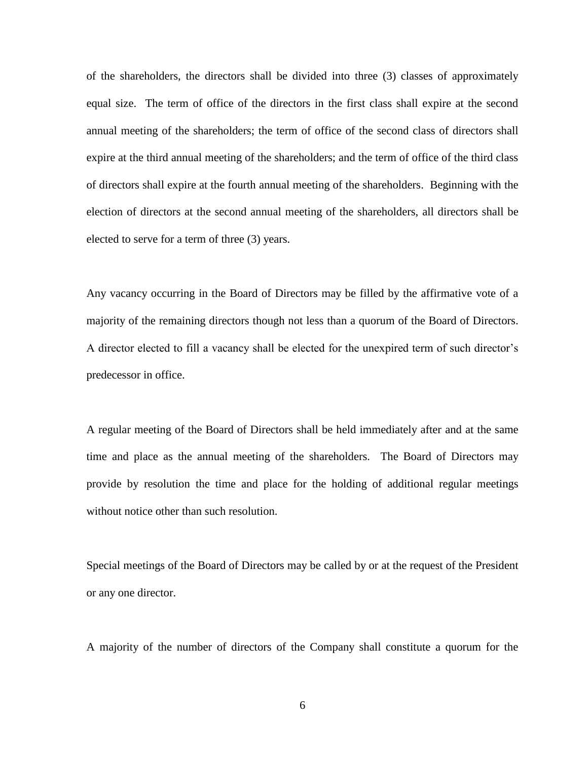of the shareholders, the directors shall be divided into three (3) classes of approximately equal size. The term of office of the directors in the first class shall expire at the second annual meeting of the shareholders; the term of office of the second class of directors shall expire at the third annual meeting of the shareholders; and the term of office of the third class of directors shall expire at the fourth annual meeting of the shareholders. Beginning with the election of directors at the second annual meeting of the shareholders, all directors shall be elected to serve for a term of three (3) years.

Any vacancy occurring in the Board of Directors may be filled by the affirmative vote of a majority of the remaining directors though not less than a quorum of the Board of Directors. A director elected to fill a vacancy shall be elected for the unexpired term of such director's predecessor in office.

A regular meeting of the Board of Directors shall be held immediately after and at the same time and place as the annual meeting of the shareholders. The Board of Directors may provide by resolution the time and place for the holding of additional regular meetings without notice other than such resolution.

Special meetings of the Board of Directors may be called by or at the request of the President or any one director.

A majority of the number of directors of the Company shall constitute a quorum for the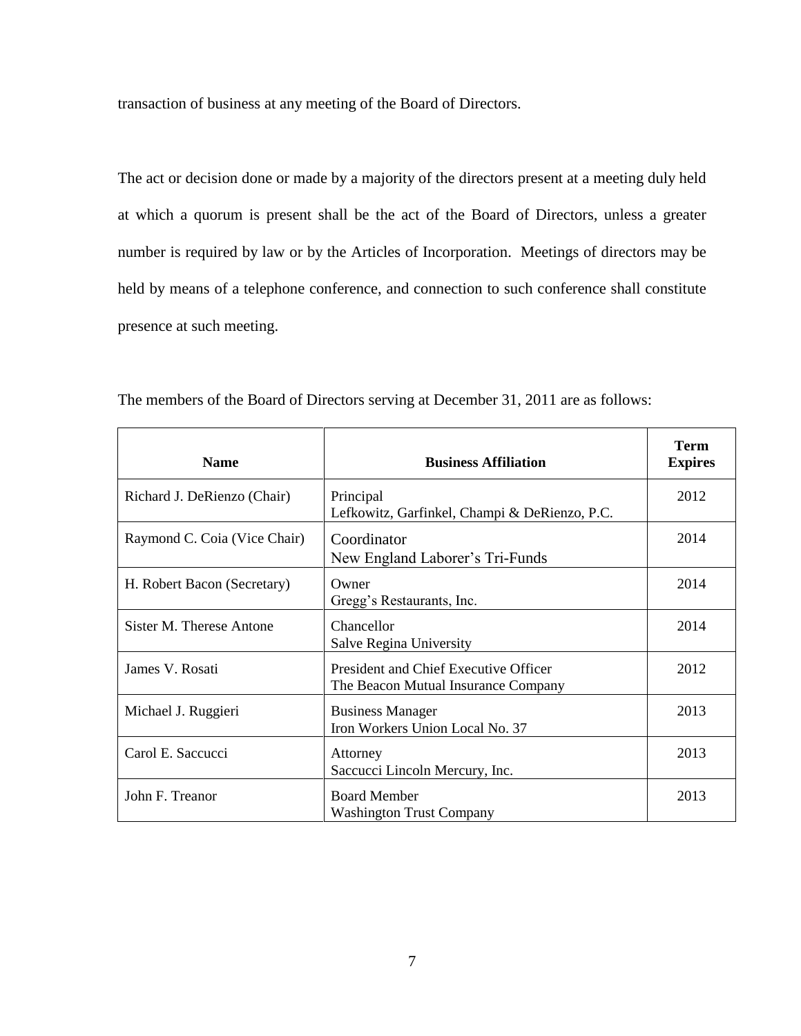transaction of business at any meeting of the Board of Directors.

The act or decision done or made by a majority of the directors present at a meeting duly held at which a quorum is present shall be the act of the Board of Directors, unless a greater number is required by law or by the Articles of Incorporation. Meetings of directors may be held by means of a telephone conference, and connection to such conference shall constitute presence at such meeting.

The members of the Board of Directors serving at December 31, 2011 are as follows:

| Name | Business Affiliation | Term Expires |
|---|---|---|
| Richard J. DeRienzo (Chair) | Principal<br>Lefkowitz, Garfinkel, Champi & DeRienzo, P.C. | 2012 |
| Raymond C. Coia (Vice Chair) | Coordinator<br>New England Laborer's Tri-Funds | 2014 |
| H. Robert Bacon (Secretary) | Owner<br>Gregg's Restaurants, Inc. | 2014 |
| Sister M. Therese Antone | Chancellor<br>Salve Regina University | 2014 |
| James V. Rosati | President and Chief Executive Officer<br>The Beacon Mutual Insurance Company | 2012 |
| Michael J. Ruggieri | Business Manager<br>Iron Workers Union Local No. 37 | 2013 |
| Carol E. Saccucci | Attorney<br>Saccucci Lincoln Mercury, Inc. | 2013 |
| John F. Treanor | Board Member<br>Washington Trust Company | 2013 |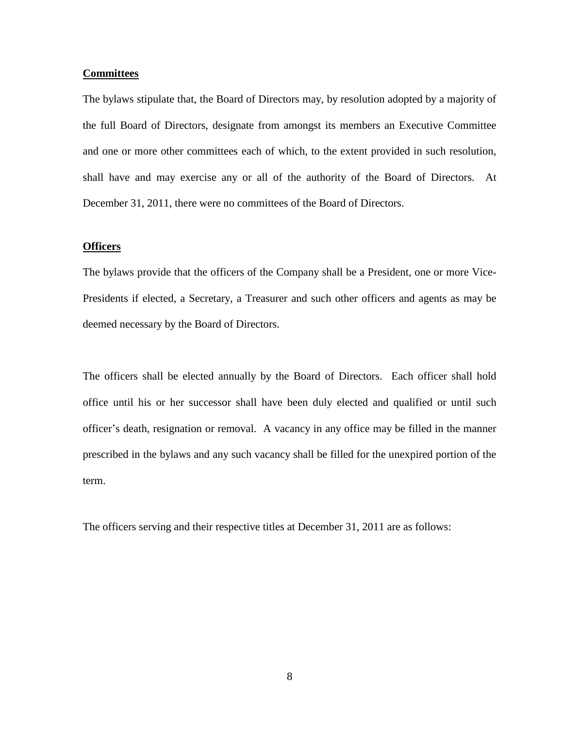**Committees**

The bylaws stipulate that, the Board of Directors may, by resolution adopted by a majority of the full Board of Directors, designate from amongst its members an Executive Committee and one or more other committees each of which, to the extent provided in such resolution, shall have and may exercise any or all of the authority of the Board of Directors. At December 31, 2011, there were no committees of the Board of Directors.

**Officers**

The bylaws provide that the officers of the Company shall be a President, one or more Vice-Presidents if elected, a Secretary, a Treasurer and such other officers and agents as may be deemed necessary by the Board of Directors.

The officers shall be elected annually by the Board of Directors. Each officer shall hold office until his or her successor shall have been duly elected and qualified or until such officer's death, resignation or removal. A vacancy in any office may be filled in the manner prescribed in the bylaws and any such vacancy shall be filled for the unexpired portion of the term.

The officers serving and their respective titles at December 31, 2011 are as follows: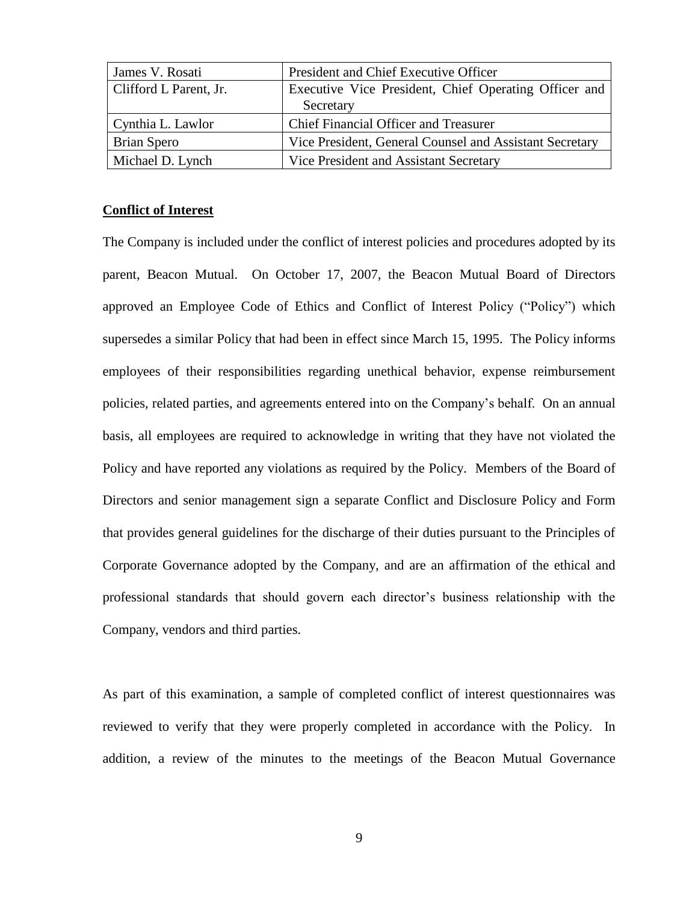| James V. Rosati | President and Chief Executive Officer |
|---|---|
| Clifford L Parent, Jr. | Executive Vice President, Chief Operating Officer and Secretary |
| Cynthia L. Lawlor | Chief Financial Officer and Treasurer |
| Brian Spero | Vice President, General Counsel and Assistant Secretary |
| Michael D. Lynch | Vice President and Assistant Secretary |

**Conflict of Interest**

The Company is included under the conflict of interest policies and procedures adopted by its parent, Beacon Mutual. On October 17, 2007, the Beacon Mutual Board of Directors approved an Employee Code of Ethics and Conflict of Interest Policy ("Policy") which supersedes a similar Policy that had been in effect since March 15, 1995. The Policy informs employees of their responsibilities regarding unethical behavior, expense reimbursement policies, related parties, and agreements entered into on the Company's behalf. On an annual basis, all employees are required to acknowledge in writing that they have not violated the Policy and have reported any violations as required by the Policy. Members of the Board of Directors and senior management sign a separate Conflict and Disclosure Policy and Form that provides general guidelines for the discharge of their duties pursuant to the Principles of Corporate Governance adopted by the Company, and are an affirmation of the ethical and professional standards that should govern each director's business relationship with the Company, vendors and third parties.

As part of this examination, a sample of completed conflict of interest questionnaires was reviewed to verify that they were properly completed in accordance with the Policy. In addition, a review of the minutes to the meetings of the Beacon Mutual Governance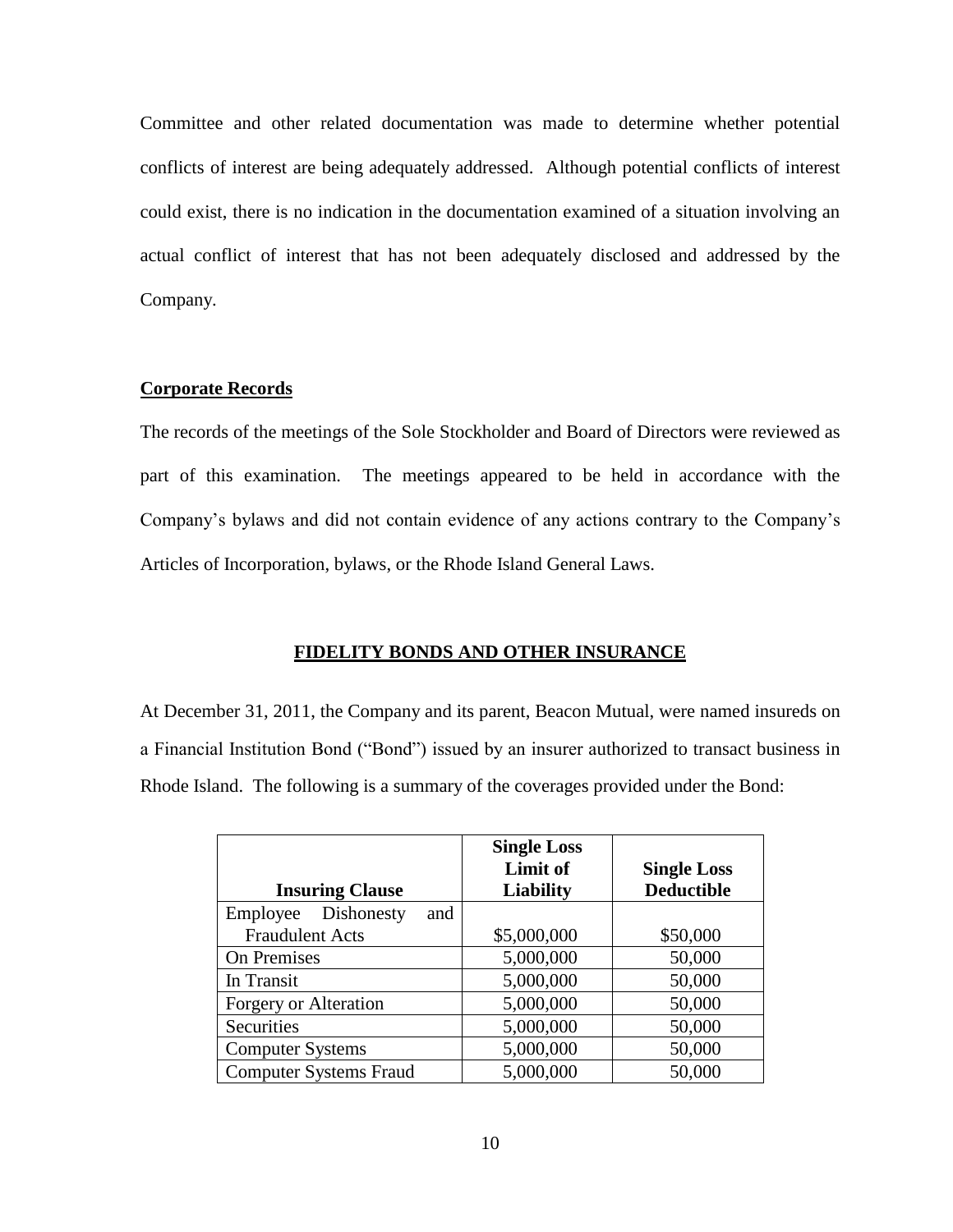Committee and other related documentation was made to determine whether potential conflicts of interest are being adequately addressed. Although potential conflicts of interest could exist, there is no indication in the documentation examined of a situation involving an actual conflict of interest that has not been adequately disclosed and addressed by the Company.

**Corporate Records**

The records of the meetings of the Sole Stockholder and Board of Directors were reviewed as part of this examination. The meetings appeared to be held in accordance with the Company's bylaws and did not contain evidence of any actions contrary to the Company's Articles of Incorporation, bylaws, or the Rhode Island General Laws.

## FIDELITY BONDS AND OTHER INSURANCE

At December 31, 2011, the Company and its parent, Beacon Mutual, were named insureds on a Financial Institution Bond ("Bond") issued by an insurer authorized to transact business in Rhode Island. The following is a summary of the coverages provided under the Bond:

| Insuring Clause | Single Loss Limit of Liability | Single Loss Deductible |
|---|---|---|
| Employee Dishonesty and Fraudulent Acts | $5,000,000 | $50,000 |
| On Premises | 5,000,000 | 50,000 |
| In Transit | 5,000,000 | 50,000 |
| Forgery or Alteration | 5,000,000 | 50,000 |
| Securities | 5,000,000 | 50,000 |
| Computer Systems | 5,000,000 | 50,000 |
| Computer Systems Fraud | 5,000,000 | 50,000 |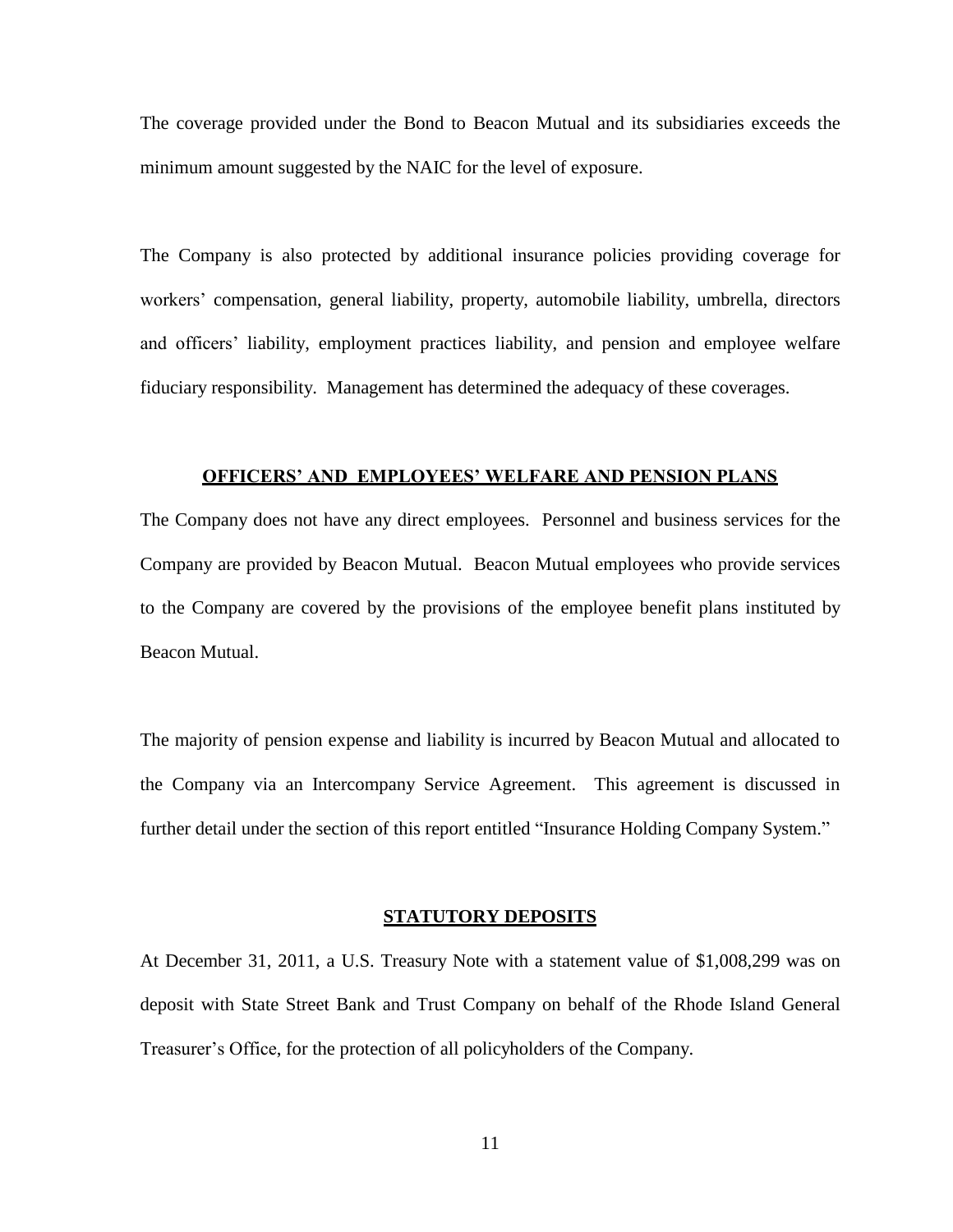The coverage provided under the Bond to Beacon Mutual and its subsidiaries exceeds the minimum amount suggested by the NAIC for the level of exposure.

The Company is also protected by additional insurance policies providing coverage for workers' compensation, general liability, property, automobile liability, umbrella, directors and officers' liability, employment practices liability, and pension and employee welfare fiduciary responsibility. Management has determined the adequacy of these coverages.

## OFFICERS' AND EMPLOYEES' WELFARE AND PENSION PLANS

The Company does not have any direct employees. Personnel and business services for the Company are provided by Beacon Mutual. Beacon Mutual employees who provide services to the Company are covered by the provisions of the employee benefit plans instituted by Beacon Mutual.

The majority of pension expense and liability is incurred by Beacon Mutual and allocated to the Company via an Intercompany Service Agreement. This agreement is discussed in further detail under the section of this report entitled "Insurance Holding Company System."

## STATUTORY DEPOSITS

At December 31, 2011, a U.S. Treasury Note with a statement value of $1,008,299 was on deposit with State Street Bank and Trust Company on behalf of the Rhode Island General Treasurer's Office, for the protection of all policyholders of the Company.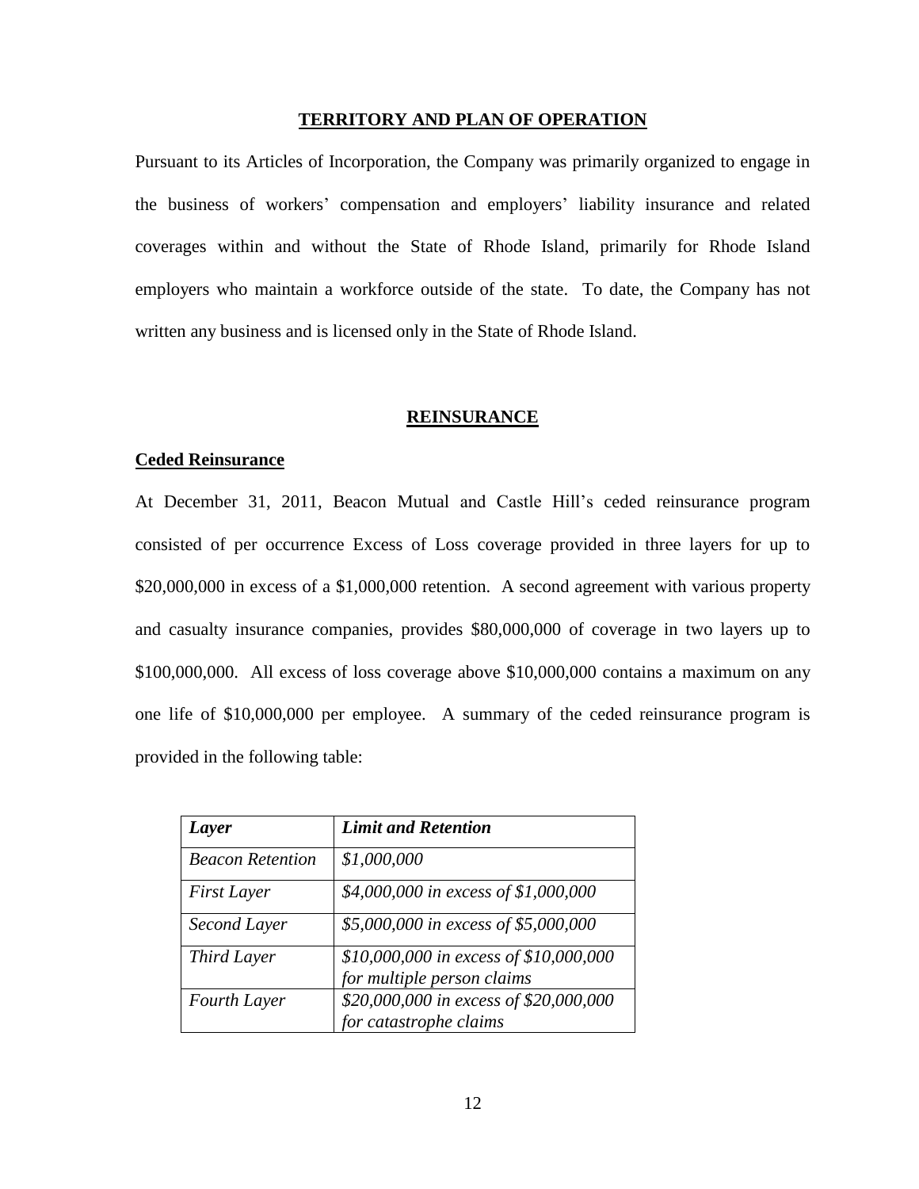## TERRITORY AND PLAN OF OPERATION

Pursuant to its Articles of Incorporation, the Company was primarily organized to engage in the business of workers' compensation and employers' liability insurance and related coverages within and without the State of Rhode Island, primarily for Rhode Island employers who maintain a workforce outside of the state. To date, the Company has not written any business and is licensed only in the State of Rhode Island.

## REINSURANCE

### Ceded Reinsurance

At December 31, 2011, Beacon Mutual and Castle Hill's ceded reinsurance program consisted of per occurrence Excess of Loss coverage provided in three layers for up to $20,000,000 in excess of a $1,000,000 retention. A second agreement with various property and casualty insurance companies, provides $80,000,000 of coverage in two layers up to $100,000,000. All excess of loss coverage above $10,000,000 contains a maximum on any one life of $10,000,000 per employee. A summary of the ceded reinsurance program is provided in the following table:

| ***Layer*** | ***Limit and Retention*** |
|---|---|
| *Beacon Retention* | *$1,000,000* |
| *First Layer* | *$4,000,000 in excess of $1,000,000* |
| *Second Layer* | *$5,000,000 in excess of $5,000,000* |
| *Third Layer* | *$10,000,000 in excess of $10,000,000 for multiple person claims* |
| *Fourth Layer* | *$20,000,000 in excess of $20,000,000 for catastrophe claims* |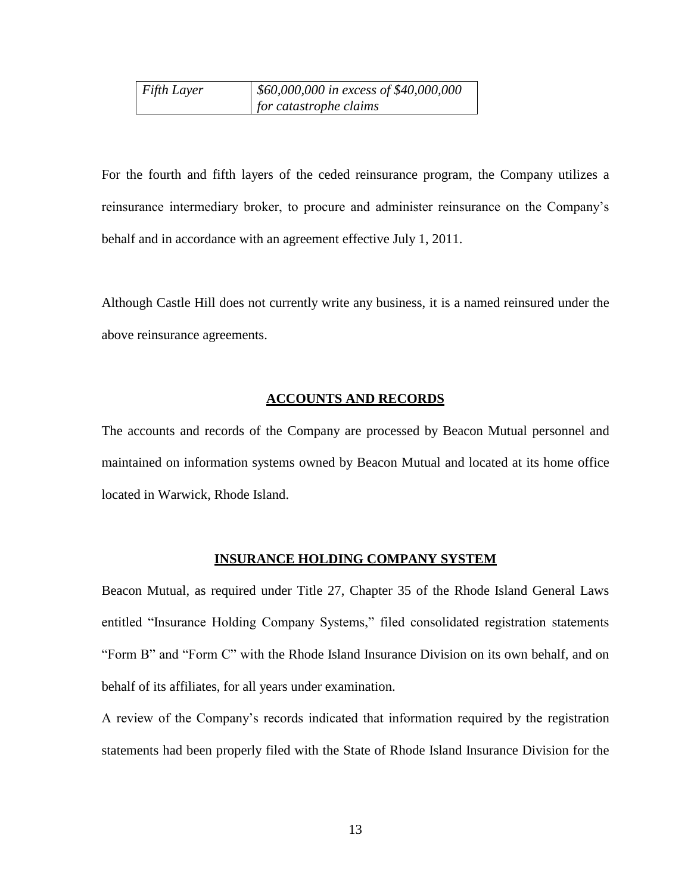| *Fifth Layer* | *$60,000,000 in excess of $40,000,000 for catastrophe claims* |
|---|---|

For the fourth and fifth layers of the ceded reinsurance program, the Company utilizes a reinsurance intermediary broker, to procure and administer reinsurance on the Company's behalf and in accordance with an agreement effective July 1, 2011.

Although Castle Hill does not currently write any business, it is a named reinsured under the above reinsurance agreements.

## ACCOUNTS AND RECORDS

The accounts and records of the Company are processed by Beacon Mutual personnel and maintained on information systems owned by Beacon Mutual and located at its home office located in Warwick, Rhode Island.

## INSURANCE HOLDING COMPANY SYSTEM

Beacon Mutual, as required under Title 27, Chapter 35 of the Rhode Island General Laws entitled "Insurance Holding Company Systems," filed consolidated registration statements "Form B" and "Form C" with the Rhode Island Insurance Division on its own behalf, and on behalf of its affiliates, for all years under examination.

A review of the Company's records indicated that information required by the registration statements had been properly filed with the State of Rhode Island Insurance Division for the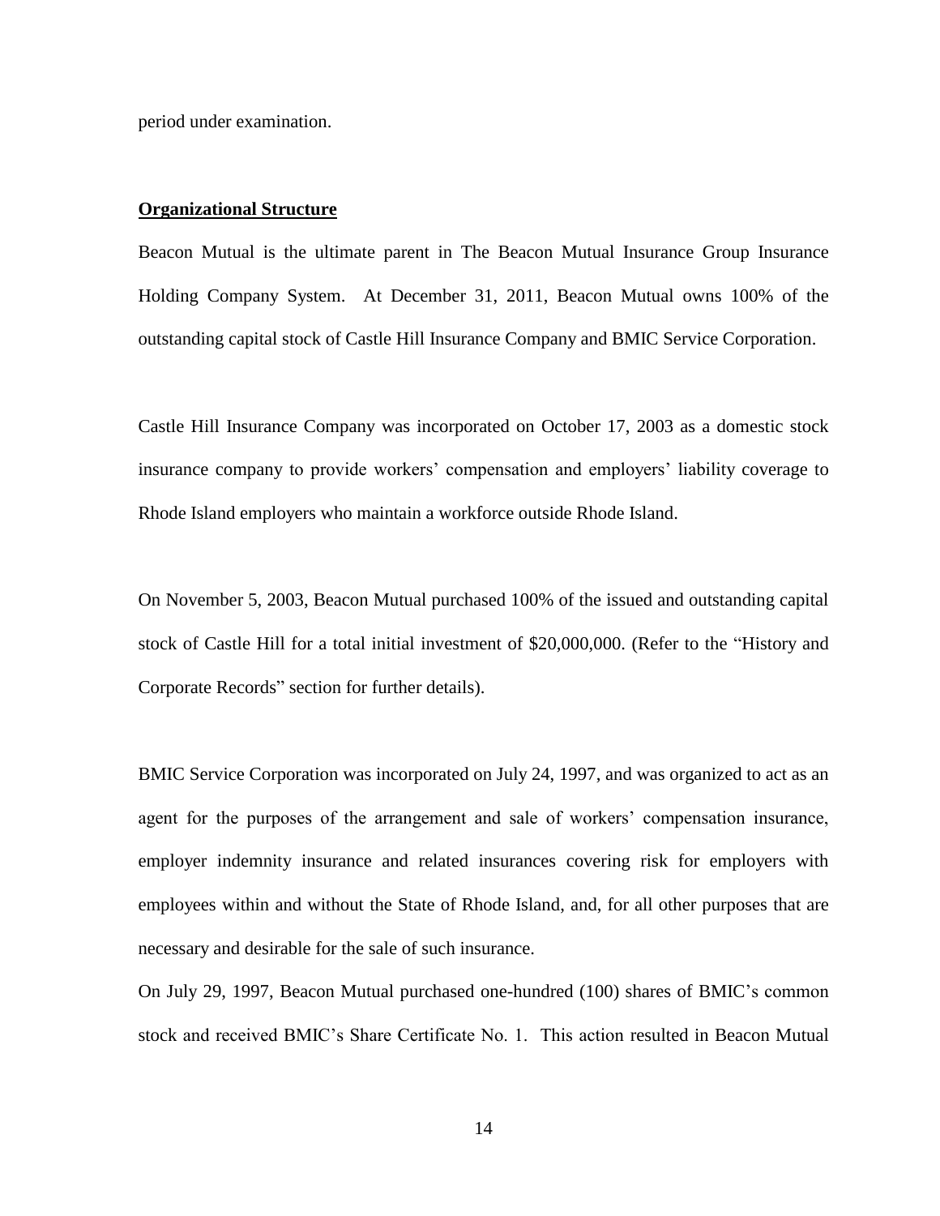period under examination.

**Organizational Structure**

Beacon Mutual is the ultimate parent in The Beacon Mutual Insurance Group Insurance Holding Company System. At December 31, 2011, Beacon Mutual owns 100% of the outstanding capital stock of Castle Hill Insurance Company and BMIC Service Corporation.

Castle Hill Insurance Company was incorporated on October 17, 2003 as a domestic stock insurance company to provide workers' compensation and employers' liability coverage to Rhode Island employers who maintain a workforce outside Rhode Island.

On November 5, 2003, Beacon Mutual purchased 100% of the issued and outstanding capital stock of Castle Hill for a total initial investment of $20,000,000. (Refer to the "History and Corporate Records" section for further details).

BMIC Service Corporation was incorporated on July 24, 1997, and was organized to act as an agent for the purposes of the arrangement and sale of workers' compensation insurance, employer indemnity insurance and related insurances covering risk for employers with employees within and without the State of Rhode Island, and, for all other purposes that are necessary and desirable for the sale of such insurance.

On July 29, 1997, Beacon Mutual purchased one-hundred (100) shares of BMIC's common stock and received BMIC's Share Certificate No. 1. This action resulted in Beacon Mutual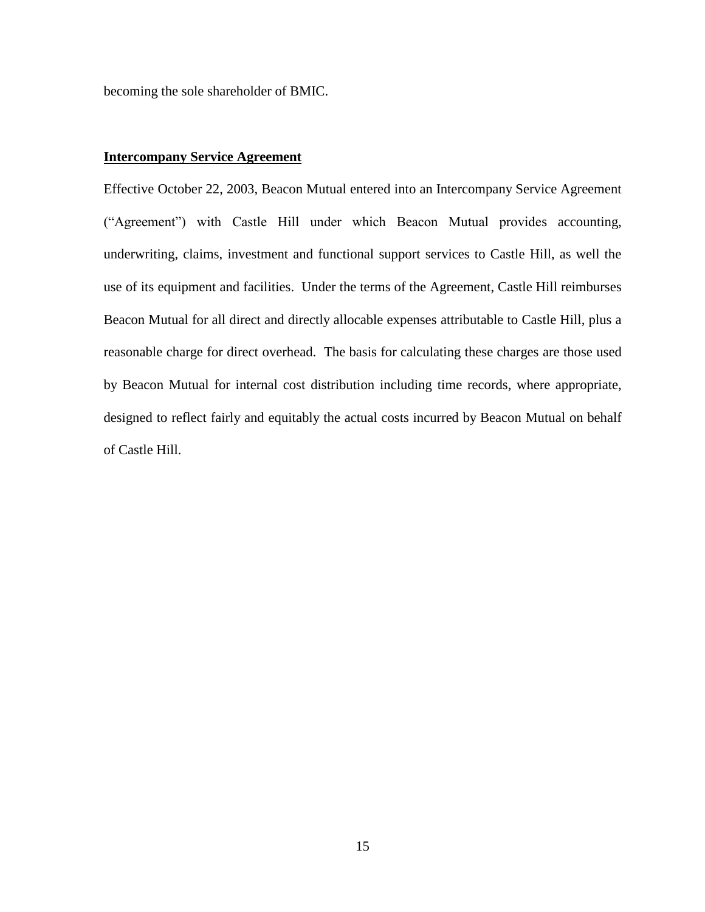becoming the sole shareholder of BMIC.

**Intercompany Service Agreement**

Effective October 22, 2003, Beacon Mutual entered into an Intercompany Service Agreement ("Agreement") with Castle Hill under which Beacon Mutual provides accounting, underwriting, claims, investment and functional support services to Castle Hill, as well the use of its equipment and facilities. Under the terms of the Agreement, Castle Hill reimburses Beacon Mutual for all direct and directly allocable expenses attributable to Castle Hill, plus a reasonable charge for direct overhead. The basis for calculating these charges are those used by Beacon Mutual for internal cost distribution including time records, where appropriate, designed to reflect fairly and equitably the actual costs incurred by Beacon Mutual on behalf of Castle Hill.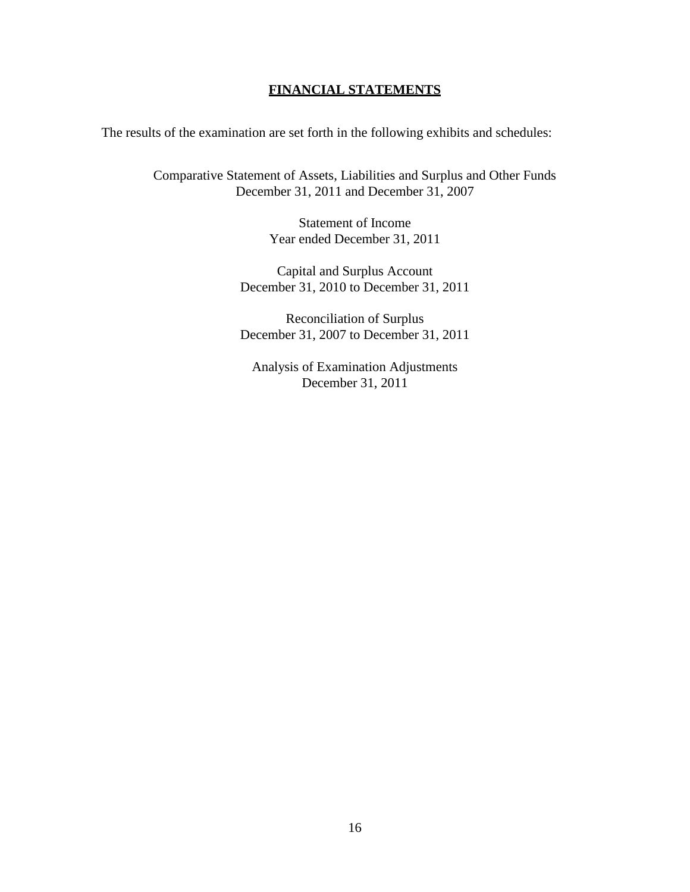## FINANCIAL STATEMENTS

The results of the examination are set forth in the following exhibits and schedules:

Comparative Statement of Assets, Liabilities and Surplus and Other Funds
December 31, 2011 and December 31, 2007

Statement of Income
Year ended December 31, 2011

Capital and Surplus Account
December 31, 2010 to December 31, 2011

Reconciliation of Surplus
December 31, 2007 to December 31, 2011

Analysis of Examination Adjustments
December 31, 2011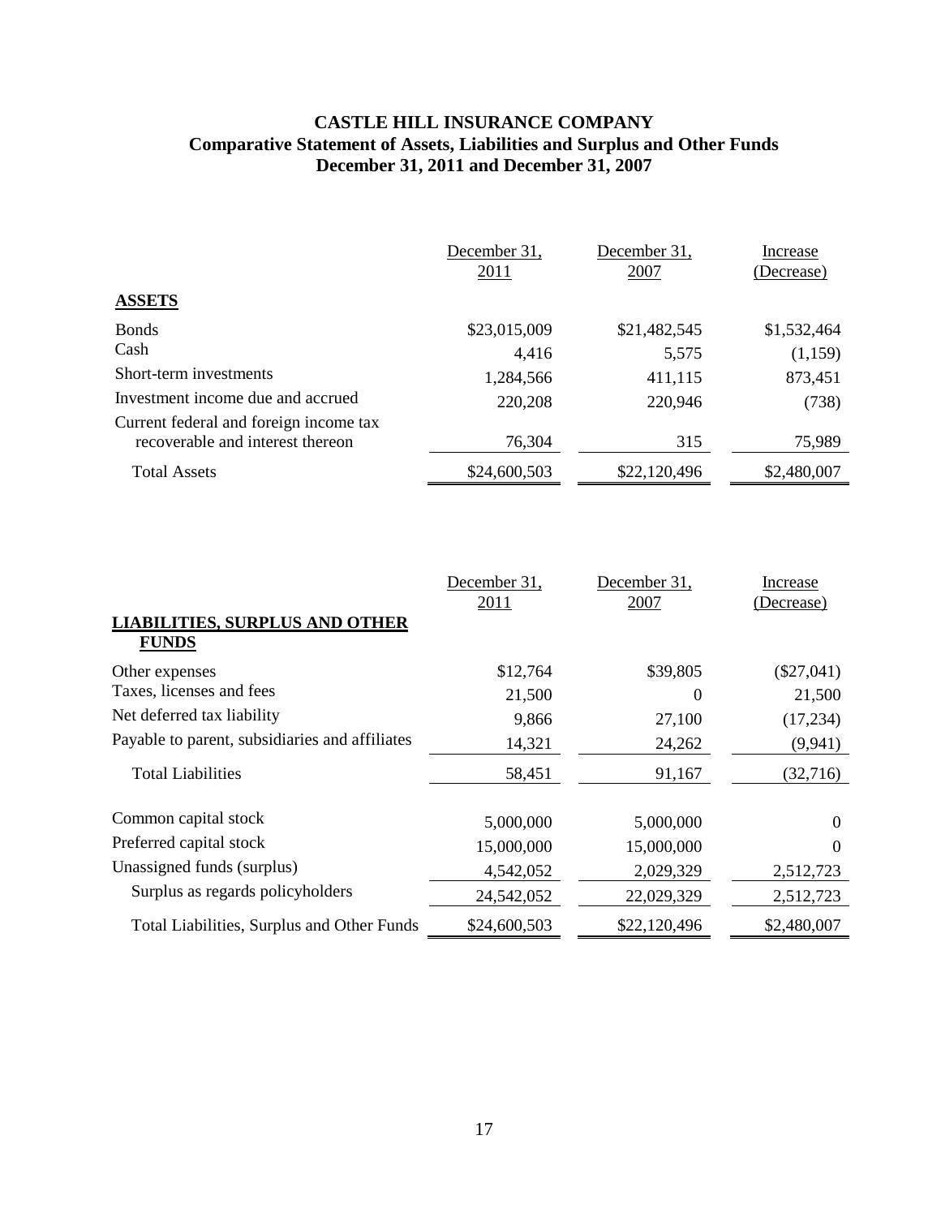**CASTLE HILL INSURANCE COMPANY**
**Comparative Statement of Assets, Liabilities and Surplus and Other Funds**
**December 31, 2011 and December 31, 2007**

| | December 31, 2011 | December 31, 2007 | Increase (Decrease) |
|---|---|---|---|
| **ASSETS** | | | |
| Bonds | $23,015,009 | $21,482,545 | $1,532,464 |
| Cash | 4,416 | 5,575 | (1,159) |
| Short-term investments | 1,284,566 | 411,115 | 873,451 |
| Investment income due and accrued | 220,208 | 220,946 | (738) |
| Current federal and foreign income tax recoverable and interest thereon | 76,304 | 315 | 75,989 |
| Total Assets | $24,600,503 | $22,120,496 | $2,480,007 |

| | December 31, 2011 | December 31, 2007 | Increase (Decrease) |
|---|---|---|---|
| **LIABILITIES, SURPLUS AND OTHER FUNDS** | | | |
| Other expenses | $12,764 | $39,805 | ($27,041) |
| Taxes, licenses and fees | 21,500 | 0 | 21,500 |
| Net deferred tax liability | 9,866 | 27,100 | (17,234) |
| Payable to parent, subsidiaries and affiliates | 14,321 | 24,262 | (9,941) |
| Total Liabilities | 58,451 | 91,167 | (32,716) |
| Common capital stock | 5,000,000 | 5,000,000 | 0 |
| Preferred capital stock | 15,000,000 | 15,000,000 | 0 |
| Unassigned funds (surplus) | 4,542,052 | 2,029,329 | 2,512,723 |
| Surplus as regards policyholders | 24,542,052 | 22,029,329 | 2,512,723 |
| Total Liabilities, Surplus and Other Funds | $24,600,503 | $22,120,496 | $2,480,007 |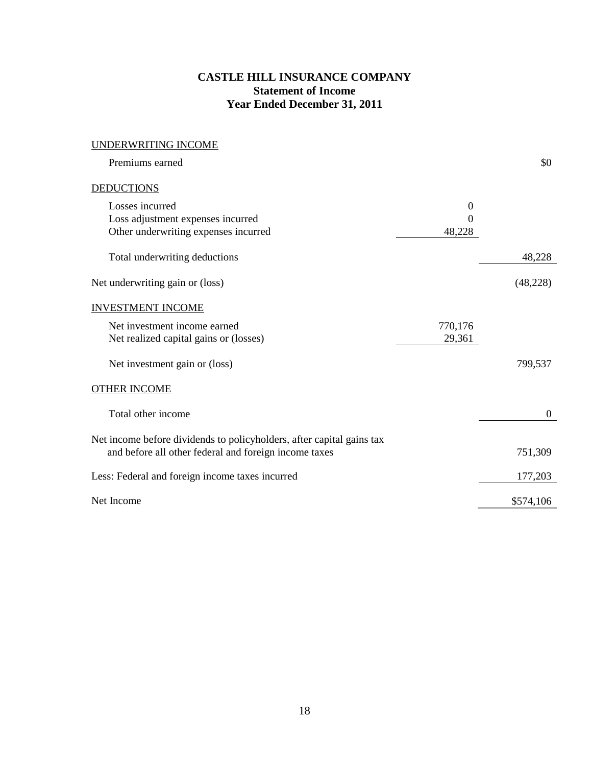# CASTLE HILL INSURANCE COMPANY
## Statement of Income
## Year Ended December 31, 2011

| | | |
|---|---|---|
| UNDERWRITING INCOME | | |
| Premiums earned | | $0 |
| DEDUCTIONS | | |
| Losses incurred | 0 | |
| Loss adjustment expenses incurred | 0 | |
| Other underwriting expenses incurred | 48,228 | |
| Total underwriting deductions | | 48,228 |
| Net underwriting gain or (loss) | | (48,228) |
| INVESTMENT INCOME | | |
| Net investment income earned | 770,176 | |
| Net realized capital gains or (losses) | 29,361 | |
| Net investment gain or (loss) | | 799,537 |
| OTHER INCOME | | |
| Total other income | | 0 |
| Net income before dividends to policyholders, after capital gains tax and before all other federal and foreign income taxes | | 751,309 |
| Less: Federal and foreign income taxes incurred | | 177,203 |
| Net Income | | $574,106 |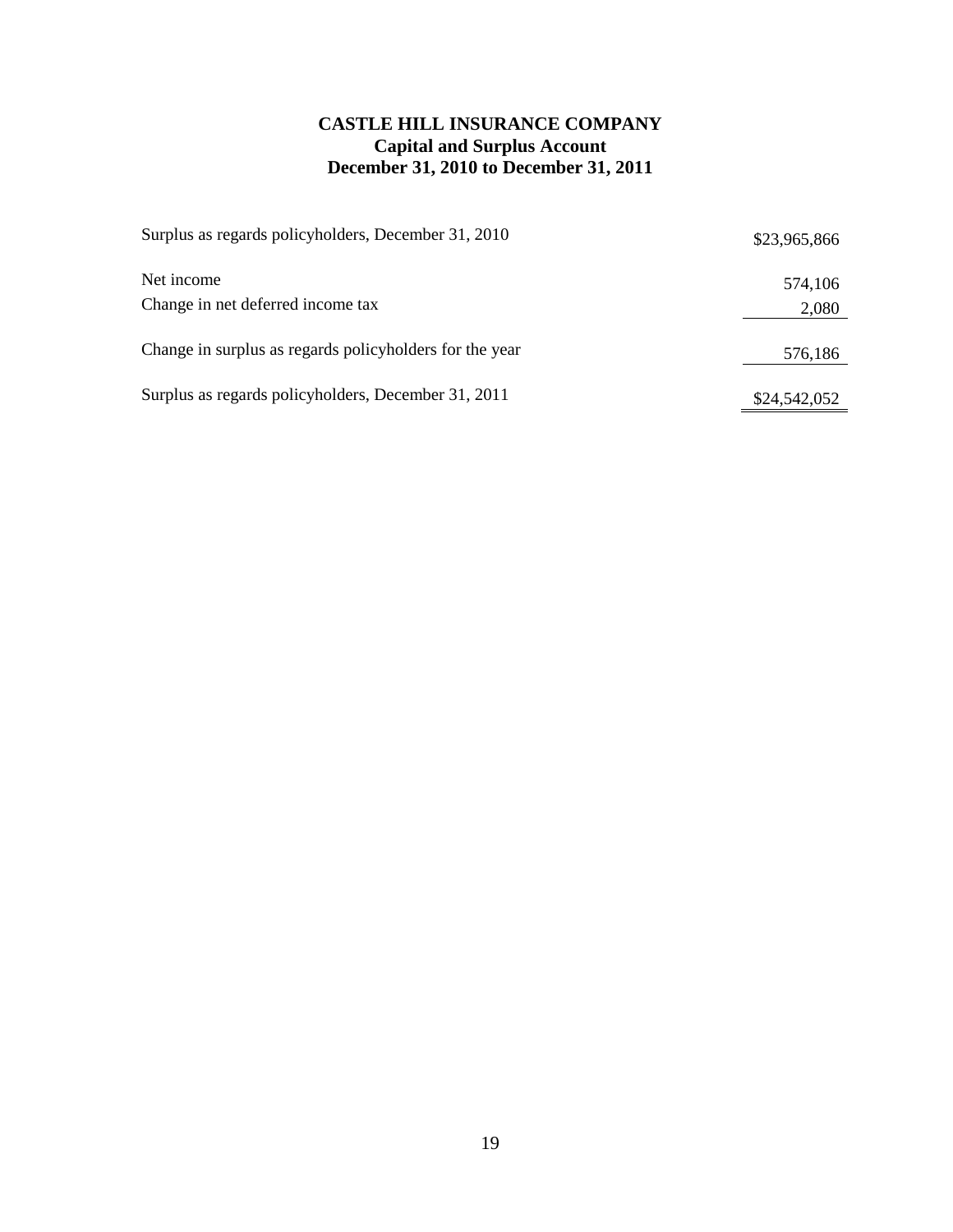**CASTLE HILL INSURANCE COMPANY**
**Capital and Surplus Account**
**December 31, 2010 to December 31, 2011**

| | |
|---|---:|
| Surplus as regards policyholders, December 31, 2010 | $23,965,866 |
| Net income | 574,106 |
| Change in net deferred income tax | 2,080 |
| Change in surplus as regards policyholders for the year | 576,186 |
| Surplus as regards policyholders, December 31, 2011 | $24,542,052 |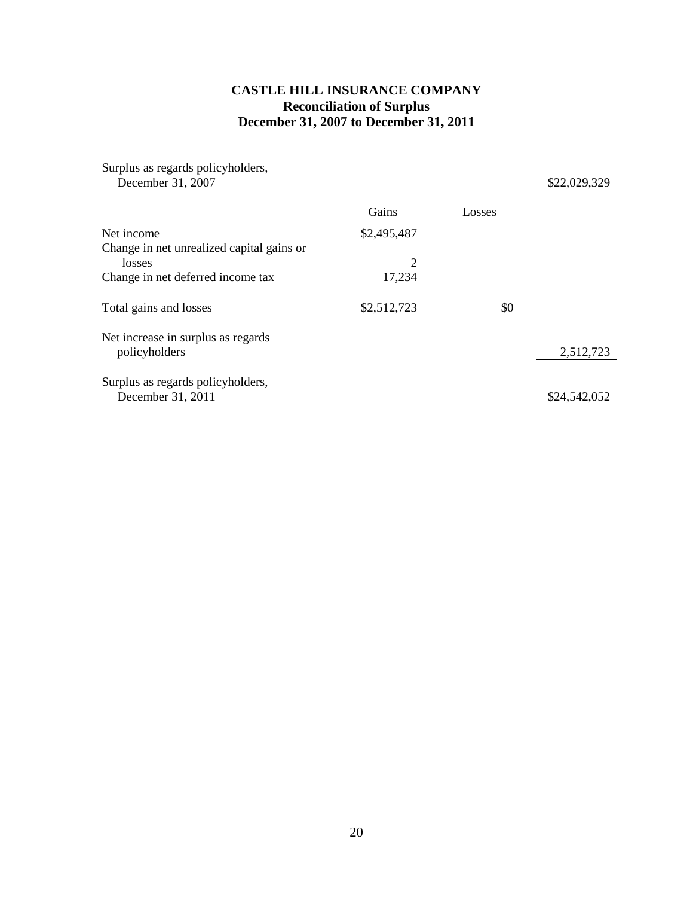# CASTLE HILL INSURANCE COMPANY
## Reconciliation of Surplus
## December 31, 2007 to December 31, 2011

| | Gains | Losses | |
|---|---|---|---|
| Surplus as regards policyholders, December 31, 2007 | | | $22,029,329 |
| Net income | $2,495,487 | | |
| Change in net unrealized capital gains or losses | 2 | | |
| Change in net deferred income tax | 17,234 | | |
| Total gains and losses | $2,512,723 | $0 | |
| Net increase in surplus as regards policyholders | | | 2,512,723 |
| Surplus as regards policyholders, December 31, 2011 | | | $24,542,052 |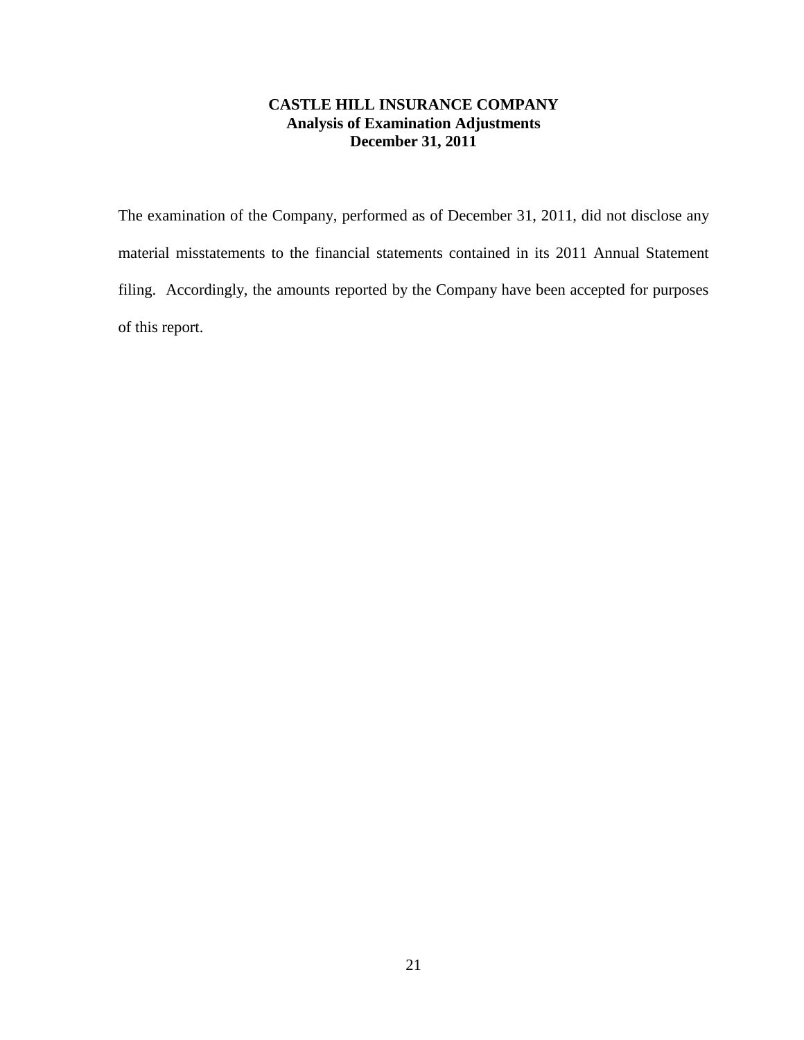**CASTLE HILL INSURANCE COMPANY**
**Analysis of Examination Adjustments**
**December 31, 2011**

The examination of the Company, performed as of December 31, 2011, did not disclose any material misstatements to the financial statements contained in its 2011 Annual Statement filing. Accordingly, the amounts reported by the Company have been accepted for purposes of this report.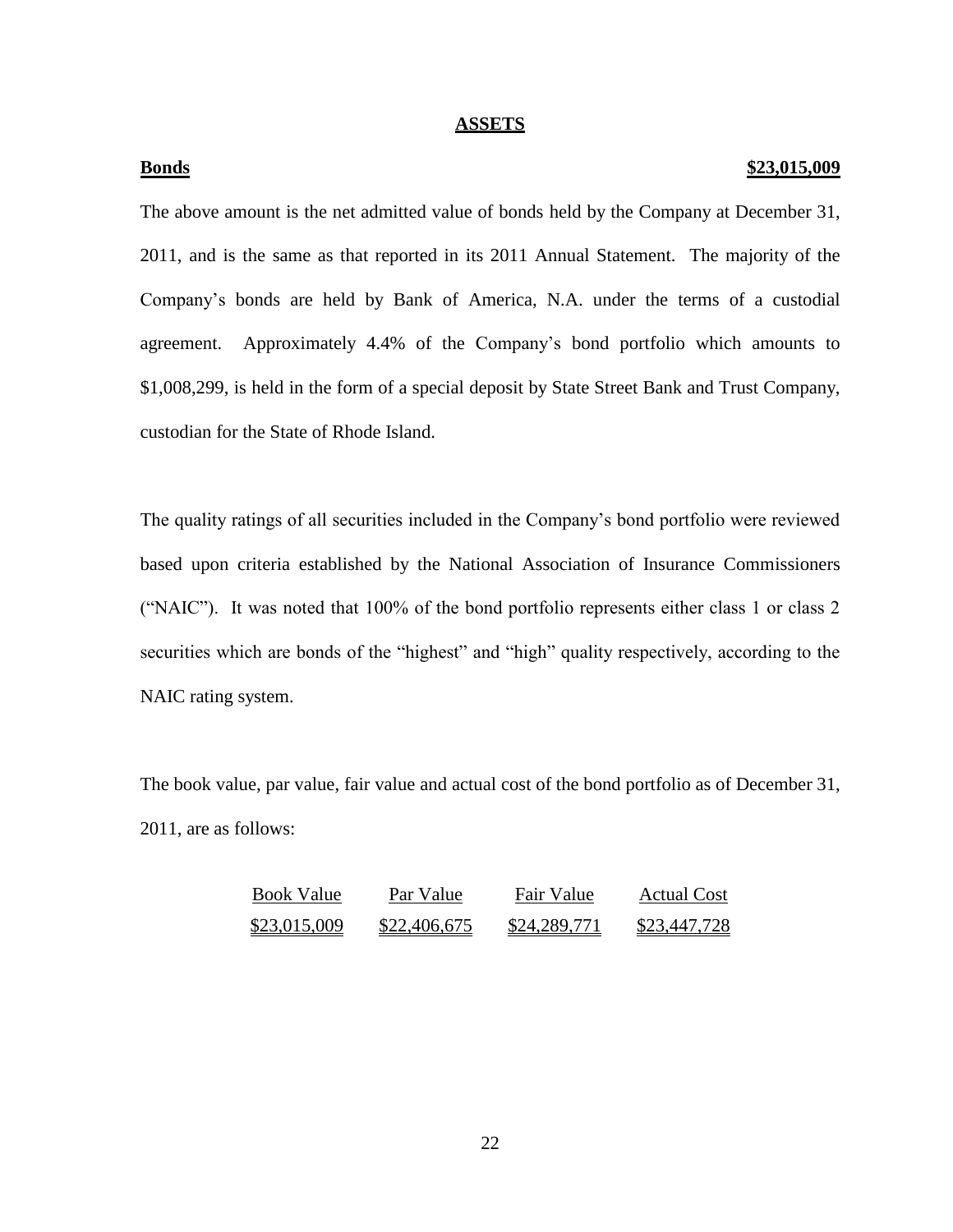## ASSETS

**Bonds** **$23,015,009**

The above amount is the net admitted value of bonds held by the Company at December 31, 2011, and is the same as that reported in its 2011 Annual Statement. The majority of the Company's bonds are held by Bank of America, N.A. under the terms of a custodial agreement. Approximately 4.4% of the Company's bond portfolio which amounts to $1,008,299, is held in the form of a special deposit by State Street Bank and Trust Company, custodian for the State of Rhode Island.

The quality ratings of all securities included in the Company's bond portfolio were reviewed based upon criteria established by the National Association of Insurance Commissioners ("NAIC"). It was noted that 100% of the bond portfolio represents either class 1 or class 2 securities which are bonds of the "highest" and "high" quality respectively, according to the NAIC rating system.

The book value, par value, fair value and actual cost of the bond portfolio as of December 31, 2011, are as follows:

| Book Value | Par Value | Fair Value | Actual Cost |
|---|---|---|---|
| $23,015,009 | $22,406,675 | $24,289,771 | $23,447,728 |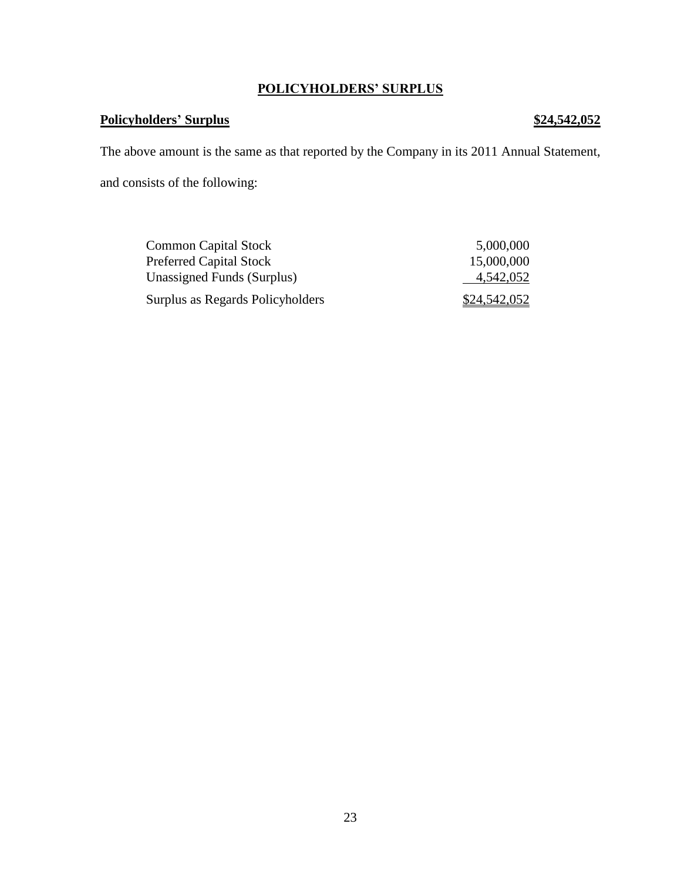## POLICYHOLDERS' SURPLUS

**Policyholders' Surplus** **$24,542,052**

The above amount is the same as that reported by the Company in its 2011 Annual Statement, and consists of the following:

| | |
|---|---|
| Common Capital Stock | 5,000,000 |
| Preferred Capital Stock | 15,000,000 |
| Unassigned Funds (Surplus) | 4,542,052 |
| Surplus as Regards Policyholders | $24,542,052 |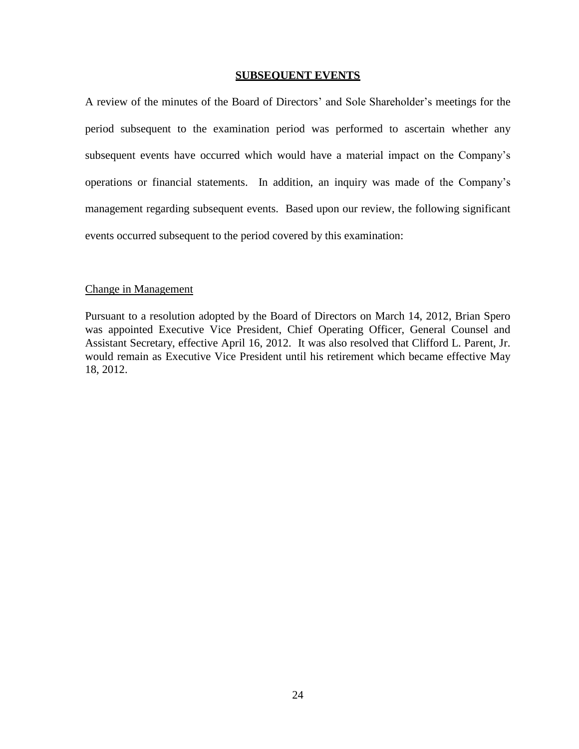## SUBSEQUENT EVENTS

A review of the minutes of the Board of Directors' and Sole Shareholder's meetings for the period subsequent to the examination period was performed to ascertain whether any subsequent events have occurred which would have a material impact on the Company's operations or financial statements. In addition, an inquiry was made of the Company's management regarding subsequent events. Based upon our review, the following significant events occurred subsequent to the period covered by this examination:

### Change in Management

Pursuant to a resolution adopted by the Board of Directors on March 14, 2012, Brian Spero was appointed Executive Vice President, Chief Operating Officer, General Counsel and Assistant Secretary, effective April 16, 2012. It was also resolved that Clifford L. Parent, Jr. would remain as Executive Vice President until his retirement which became effective May 18, 2012.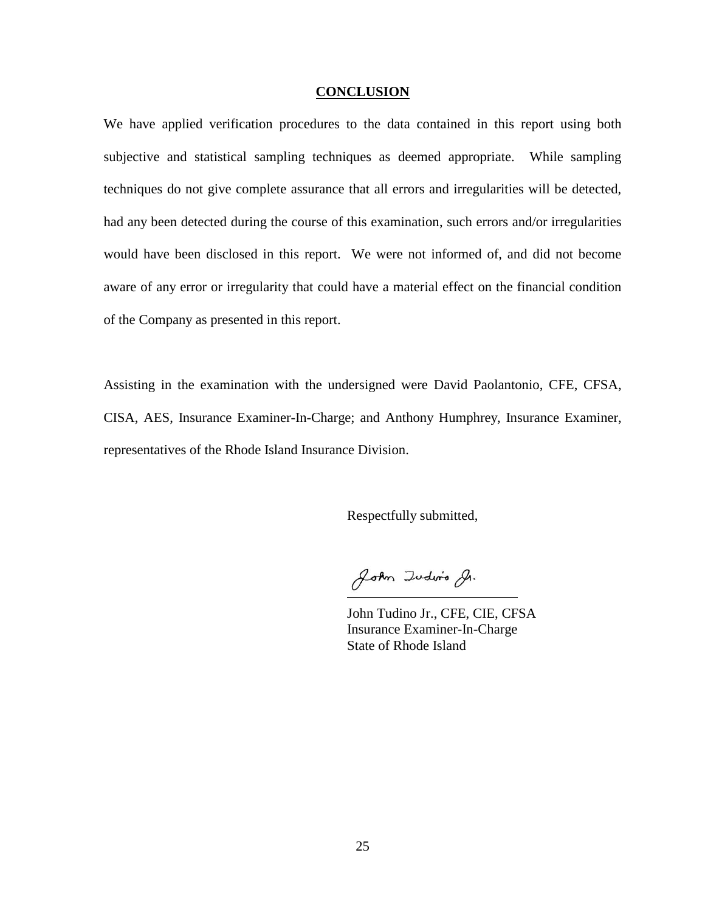## CONCLUSION

We have applied verification procedures to the data contained in this report using both subjective and statistical sampling techniques as deemed appropriate. While sampling techniques do not give complete assurance that all errors and irregularities will be detected, had any been detected during the course of this examination, such errors and/or irregularities would have been disclosed in this report. We were not informed of, and did not become aware of any error or irregularity that could have a material effect on the financial condition of the Company as presented in this report.

Assisting in the examination with the undersigned were David Paolantonio, CFE, CFSA, CISA, AES, Insurance Examiner-In-Charge; and Anthony Humphrey, Insurance Examiner, representatives of the Rhode Island Insurance Division.

Respectfully submitted,

John Tudino Jr.

John Tudino Jr., CFE, CIE, CFSA
Insurance Examiner-In-Charge
State of Rhode Island